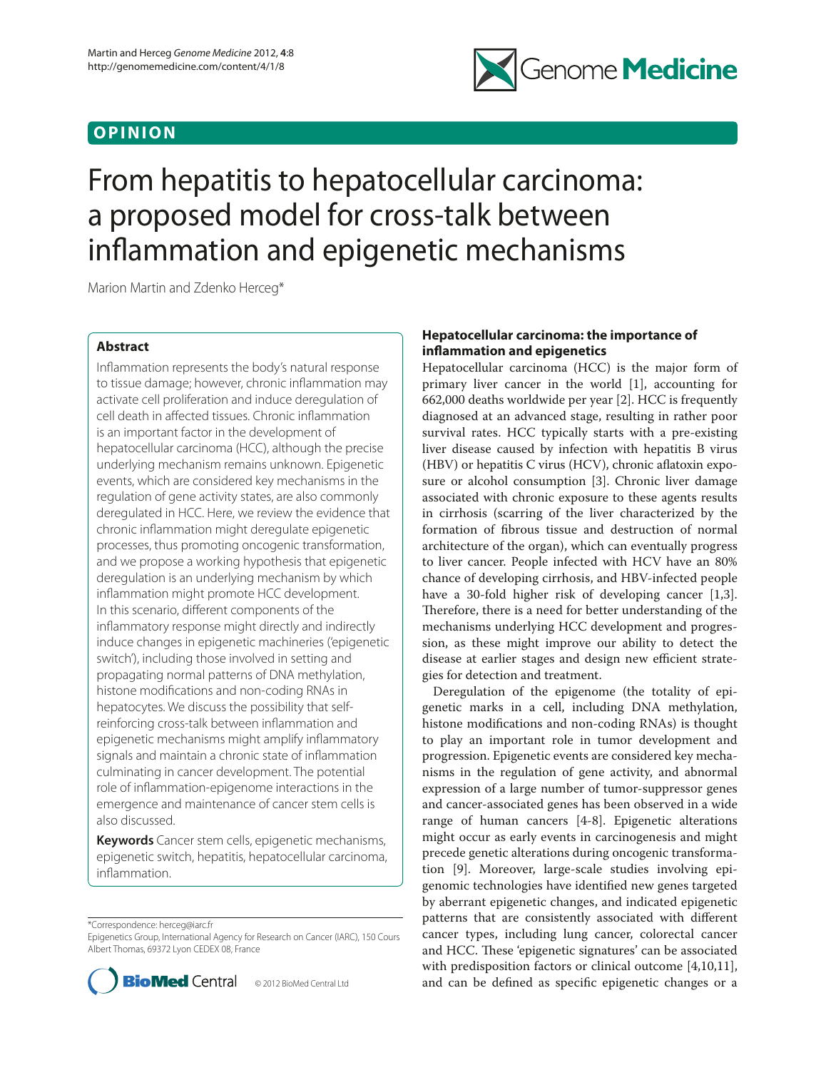## OPINION

# From hepatitis to hepatocellular carcinoma: a proposed model for cross-talk between inflammation and epigenetic mechanisms

Marion Martin and Zdenko Herceg*

### Abstract

Inflammation represents the body's natural response to tissue damage; however, chronic inflammation may activate cell proliferation and induce deregulation of cell death in affected tissues. Chronic inflammation is an important factor in the development of hepatocellular carcinoma (HCC), although the precise underlying mechanism remains unknown. Epigenetic events, which are considered key mechanisms in the regulation of gene activity states, are also commonly deregulated in HCC. Here, we review the evidence that chronic inflammation might deregulate epigenetic processes, thus promoting oncogenic transformation, and we propose a working hypothesis that epigenetic deregulation is an underlying mechanism by which inflammation might promote HCC development. In this scenario, different components of the inflammatory response might directly and indirectly induce changes in epigenetic machineries ('epigenetic switch'), including those involved in setting and propagating normal patterns of DNA methylation, histone modifications and non-coding RNAs in hepatocytes. We discuss the possibility that self-reinforcing cross-talk between inflammation and epigenetic mechanisms might amplify inflammatory signals and maintain a chronic state of inflammation culminating in cancer development. The potential role of inflammation-epigenome interactions in the emergence and maintenance of cancer stem cells is also discussed.

**Keywords** Cancer stem cells, epigenetic mechanisms, epigenetic switch, hepatitis, hepatocellular carcinoma, inflammation.

*Correspondence: herceg@iarc.fr
Epigenetics Group, International Agency for Research on Cancer (IARC), 150 Cours Albert Thomas, 69372 Lyon CEDEX 08, France

© 2012 BioMed Central Ltd

### Hepatocellular carcinoma: the importance of inflammation and epigenetics

Hepatocellular carcinoma (HCC) is the major form of primary liver cancer in the world [1], accounting for 662,000 deaths worldwide per year [2]. HCC is frequently diagnosed at an advanced stage, resulting in rather poor survival rates. HCC typically starts with a pre-existing liver disease caused by infection with hepatitis B virus (HBV) or hepatitis C virus (HCV), chronic aflatoxin exposure or alcohol consumption [3]. Chronic liver damage associated with chronic exposure to these agents results in cirrhosis (scarring of the liver characterized by the formation of fibrous tissue and destruction of normal architecture of the organ), which can eventually progress to liver cancer. People infected with HCV have an 80% chance of developing cirrhosis, and HBV-infected people have a 30-fold higher risk of developing cancer [1,3]. Therefore, there is a need for better understanding of the mechanisms underlying HCC development and progression, as these might improve our ability to detect the disease at earlier stages and design new efficient strategies for detection and treatment.

Deregulation of the epigenome (the totality of epigenetic marks in a cell, including DNA methylation, histone modifications and non-coding RNAs) is thought to play an important role in tumor development and progression. Epigenetic events are considered key mechanisms in the regulation of gene activity, and abnormal expression of a large number of tumor-suppressor genes and cancer-associated genes has been observed in a wide range of human cancers [4-8]. Epigenetic alterations might occur as early events in carcinogenesis and might precede genetic alterations during oncogenic transformation [9]. Moreover, large-scale studies involving epigenomic technologies have identified new genes targeted by aberrant epigenetic changes, and indicated epigenetic patterns that are consistently associated with different cancer types, including lung cancer, colorectal cancer and HCC. These 'epigenetic signatures' can be associated with predisposition factors or clinical outcome [4,10,11], and can be defined as specific epigenetic changes or a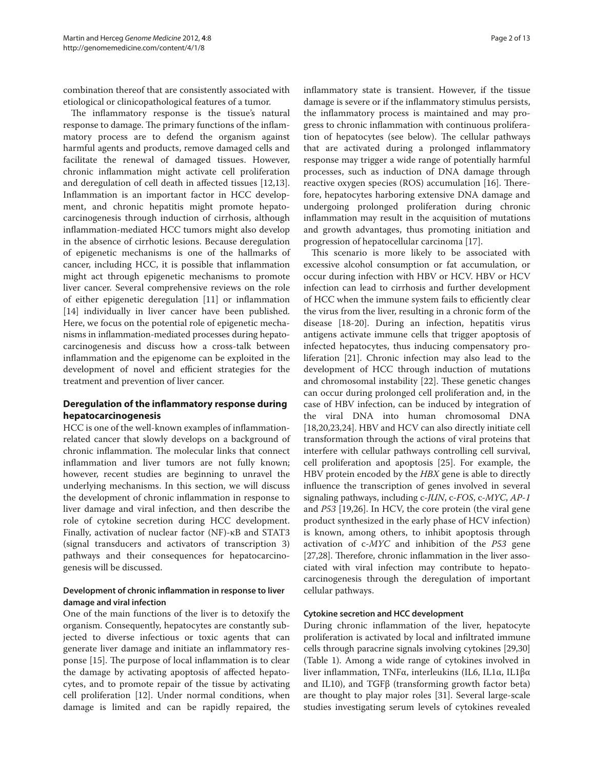combination thereof that are consistently associated with etiological or clinicopathological features of a tumor.

The inflammatory response is the tissue's natural response to damage. The primary functions of the inflammatory process are to defend the organism against harmful agents and products, remove damaged cells and facilitate the renewal of damaged tissues. However, chronic inflammation might activate cell proliferation and deregulation of cell death in affected tissues [12,13]. Inflammation is an important factor in HCC development, and chronic hepatitis might promote hepatocarcinogenesis through induction of cirrhosis, although inflammation-mediated HCC tumors might also develop in the absence of cirrhotic lesions. Because deregulation of epigenetic mechanisms is one of the hallmarks of cancer, including HCC, it is possible that inflammation might act through epigenetic mechanisms to promote liver cancer. Several comprehensive reviews on the role of either epigenetic deregulation [11] or inflammation [14] individually in liver cancer have been published. Here, we focus on the potential role of epigenetic mechanisms in inflammation-mediated processes during hepatocarcinogenesis and discuss how a cross-talk between inflammation and the epigenome can be exploited in the development of novel and efficient strategies for the treatment and prevention of liver cancer.

## Deregulation of the inflammatory response during hepatocarcinogenesis

HCC is one of the well-known examples of inflammation-related cancer that slowly develops on a background of chronic inflammation. The molecular links that connect inflammation and liver tumors are not fully known; however, recent studies are beginning to unravel the underlying mechanisms. In this section, we will discuss the development of chronic inflammation in response to liver damage and viral infection, and then describe the role of cytokine secretion during HCC development. Finally, activation of nuclear factor (NF)-κB and STAT3 (signal transducers and activators of transcription 3) pathways and their consequences for hepatocarcinogenesis will be discussed.

### Development of chronic inflammation in response to liver damage and viral infection

One of the main functions of the liver is to detoxify the organism. Consequently, hepatocytes are constantly subjected to diverse infectious or toxic agents that can generate liver damage and initiate an inflammatory response [15]. The purpose of local inflammation is to clear the damage by activating apoptosis of affected hepatocytes, and to promote repair of the tissue by activating cell proliferation [12]. Under normal conditions, when damage is limited and can be rapidly repaired, the inflammatory state is transient. However, if the tissue damage is severe or if the inflammatory stimulus persists, the inflammatory process is maintained and may progress to chronic inflammation with continuous proliferation of hepatocytes (see below). The cellular pathways that are activated during a prolonged inflammatory response may trigger a wide range of potentially harmful processes, such as induction of DNA damage through reactive oxygen species (ROS) accumulation [16]. Therefore, hepatocytes harboring extensive DNA damage and undergoing prolonged proliferation during chronic inflammation may result in the acquisition of mutations and growth advantages, thus promoting initiation and progression of hepatocellular carcinoma [17].

This scenario is more likely to be associated with excessive alcohol consumption or fat accumulation, or occur during infection with HBV or HCV. HBV or HCV infection can lead to cirrhosis and further development of HCC when the immune system fails to efficiently clear the virus from the liver, resulting in a chronic form of the disease [18-20]. During an infection, hepatitis virus antigens activate immune cells that trigger apoptosis of infected hepatocytes, thus inducing compensatory proliferation [21]. Chronic infection may also lead to the development of HCC through induction of mutations and chromosomal instability [22]. These genetic changes can occur during prolonged cell proliferation and, in the case of HBV infection, can be induced by integration of the viral DNA into human chromosomal DNA [18,20,23,24]. HBV and HCV can also directly initiate cell transformation through the actions of viral proteins that interfere with cellular pathways controlling cell survival, cell proliferation and apoptosis [25]. For example, the HBV protein encoded by the *HBX* gene is able to directly influence the transcription of genes involved in several signaling pathways, including c-*JUN*, c-*FOS*, c-*MYC*, *AP-1* and *P53* [19,26]. In HCV, the core protein (the viral gene product synthesized in the early phase of HCV infection) is known, among others, to inhibit apoptosis through activation of c-*MYC* and inhibition of the *P53* gene [27,28]. Therefore, chronic inflammation in the liver associated with viral infection may contribute to hepatocarcinogenesis through the deregulation of important cellular pathways.

### Cytokine secretion and HCC development

During chronic inflammation of the liver, hepatocyte proliferation is activated by local and infiltrated immune cells through paracrine signals involving cytokines [29,30] (Table 1). Among a wide range of cytokines involved in liver inflammation, TNFα, interleukins (IL6, IL1α, IL1βα and IL10), and TGFβ (transforming growth factor beta) are thought to play major roles [31]. Several large-scale studies investigating serum levels of cytokines revealed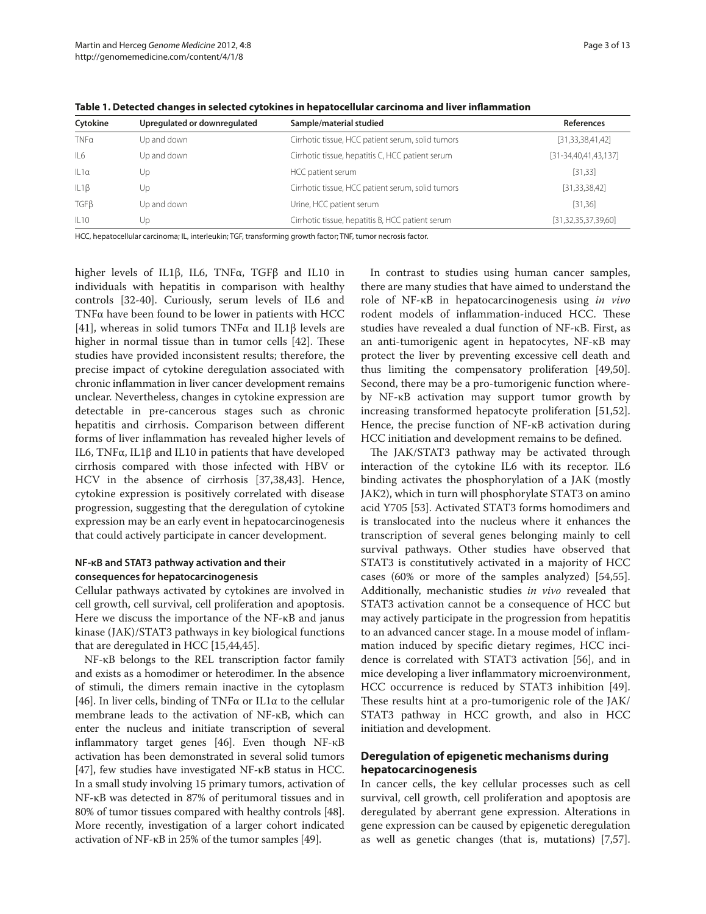**Table 1. Detected changes in selected cytokines in hepatocellular carcinoma and liver inflammation**

| Cytokine | Upregulated or downregulated | Sample/material studied | References |
|---|---|---|---|
| TNFα | Up and down | Cirrhotic tissue, HCC patient serum, solid tumors | [31,33,38,41,42] |
| IL6 | Up and down | Cirrhotic tissue, hepatitis C, HCC patient serum | [31-34,40,41,43,137] |
| IL1α | Up | HCC patient serum | [31,33] |
| IL1β | Up | Cirrhotic tissue, HCC patient serum, solid tumors | [31,33,38,42] |
| TGFβ | Up and down | Urine, HCC patient serum | [31,36] |
| IL10 | Up | Cirrhotic tissue, hepatitis B, HCC patient serum | [31,32,35,37,39,60] |

HCC, hepatocellular carcinoma; IL, interleukin; TGF, transforming growth factor; TNF, tumor necrosis factor.

higher levels of IL1β, IL6, TNFα, TGFβ and IL10 in individuals with hepatitis in comparison with healthy controls [32-40]. Curiously, serum levels of IL6 and TNFα have been found to be lower in patients with HCC [41], whereas in solid tumors TNFα and IL1β levels are higher in normal tissue than in tumor cells [42]. These studies have provided inconsistent results; therefore, the precise impact of cytokine deregulation associated with chronic inflammation in liver cancer development remains unclear. Nevertheless, changes in cytokine expression are detectable in pre-cancerous stages such as chronic hepatitis and cirrhosis. Comparison between different forms of liver inflammation has revealed higher levels of IL6, TNFα, IL1β and IL10 in patients that have developed cirrhosis compared with those infected with HBV or HCV in the absence of cirrhosis [37,38,43]. Hence, cytokine expression is positively correlated with disease progression, suggesting that the deregulation of cytokine expression may be an early event in hepatocarcinogenesis that could actively participate in cancer development.

### NF-κB and STAT3 pathway activation and their consequences for hepatocarcinogenesis

Cellular pathways activated by cytokines are involved in cell growth, cell survival, cell proliferation and apoptosis. Here we discuss the importance of the NF-κB and janus kinase (JAK)/STAT3 pathways in key biological functions that are deregulated in HCC [15,44,45].

NF-κB belongs to the REL transcription factor family and exists as a homodimer or heterodimer. In the absence of stimuli, the dimers remain inactive in the cytoplasm [46]. In liver cells, binding of TNFα or IL1α to the cellular membrane leads to the activation of NF-κB, which can enter the nucleus and initiate transcription of several inflammatory target genes [46]. Even though NF-κB activation has been demonstrated in several solid tumors [47], few studies have investigated NF-κB status in HCC. In a small study involving 15 primary tumors, activation of NF-κB was detected in 87% of peritumoral tissues and in 80% of tumor tissues compared with healthy controls [48]. More recently, investigation of a larger cohort indicated activation of NF-κB in 25% of the tumor samples [49].

In contrast to studies using human cancer samples, there are many studies that have aimed to understand the role of NF-κB in hepatocarcinogenesis using *in vivo* rodent models of inflammation-induced HCC. These studies have revealed a dual function of NF-κB. First, as an anti-tumorigenic agent in hepatocytes, NF-κB may protect the liver by preventing excessive cell death and thus limiting the compensatory proliferation [49,50]. Second, there may be a pro-tumorigenic function whereby NF-κB activation may support tumor growth by increasing transformed hepatocyte proliferation [51,52]. Hence, the precise function of NF-κB activation during HCC initiation and development remains to be defined.

The JAK/STAT3 pathway may be activated through interaction of the cytokine IL6 with its receptor. IL6 binding activates the phosphorylation of a JAK (mostly JAK2), which in turn will phosphorylate STAT3 on amino acid Y705 [53]. Activated STAT3 forms homodimers and is translocated into the nucleus where it enhances the transcription of several genes belonging mainly to cell survival pathways. Other studies have observed that STAT3 is constitutively activated in a majority of HCC cases (60% or more of the samples analyzed) [54,55]. Additionally, mechanistic studies *in vivo* revealed that STAT3 activation cannot be a consequence of HCC but may actively participate in the progression from hepatitis to an advanced cancer stage. In a mouse model of inflammation induced by specific dietary regimes, HCC incidence is correlated with STAT3 activation [56], and in mice developing a liver inflammatory microenvironment, HCC occurrence is reduced by STAT3 inhibition [49]. These results hint at a pro-tumorigenic role of the JAK/STAT3 pathway in HCC growth, and also in HCC initiation and development.

## Deregulation of epigenetic mechanisms during hepatocarcinogenesis

In cancer cells, the key cellular processes such as cell survival, cell growth, cell proliferation and apoptosis are deregulated by aberrant gene expression. Alterations in gene expression can be caused by epigenetic deregulation as well as genetic changes (that is, mutations) [7,57].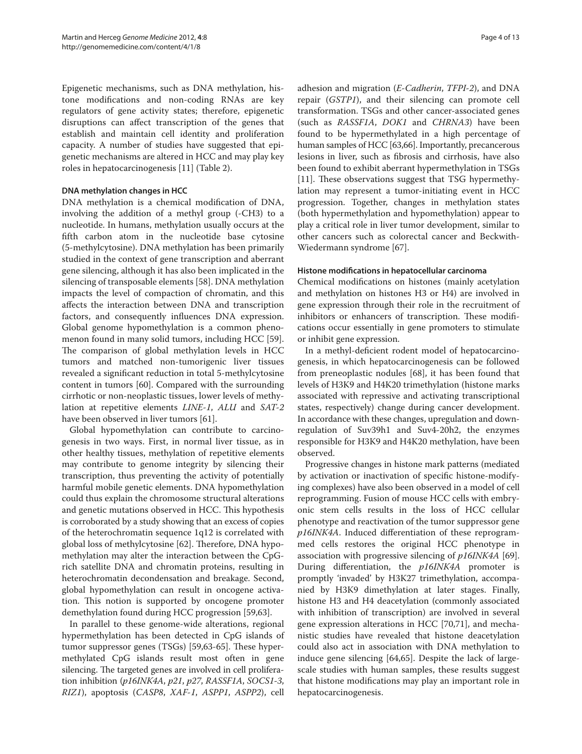Epigenetic mechanisms, such as DNA methylation, histone modifications and non-coding RNAs are key regulators of gene activity states; therefore, epigenetic disruptions can affect transcription of the genes that establish and maintain cell identity and proliferation capacity. A number of studies have suggested that epigenetic mechanisms are altered in HCC and may play key roles in hepatocarcinogenesis [11] (Table 2).

### DNA methylation changes in HCC

DNA methylation is a chemical modification of DNA, involving the addition of a methyl group (-$CH_3$) to a nucleotide. In humans, methylation usually occurs at the fifth carbon atom in the nucleotide base cytosine (5-methylcytosine). DNA methylation has been primarily studied in the context of gene transcription and aberrant gene silencing, although it has also been implicated in the silencing of transposable elements [58]. DNA methylation impacts the level of compaction of chromatin, and this affects the interaction between DNA and transcription factors, and consequently influences DNA expression. Global genome hypomethylation is a common phenomenon found in many solid tumors, including HCC [59]. The comparison of global methylation levels in HCC tumors and matched non-tumorigenic liver tissues revealed a significant reduction in total 5-methylcytosine content in tumors [60]. Compared with the surrounding cirrhotic or non-neoplastic tissues, lower levels of methylation at repetitive elements *LINE-1*, *ALU* and *SAT-2* have been observed in liver tumors [61].

Global hypomethylation can contribute to carcinogenesis in two ways. First, in normal liver tissue, as in other healthy tissues, methylation of repetitive elements may contribute to genome integrity by silencing their transcription, thus preventing the activity of potentially harmful mobile genetic elements. DNA hypomethylation could thus explain the chromosome structural alterations and genetic mutations observed in HCC. This hypothesis is corroborated by a study showing that an excess of copies of the heterochromatin sequence 1q12 is correlated with global loss of methylcytosine [62]. Therefore, DNA hypomethylation may alter the interaction between the CpG-rich satellite DNA and chromatin proteins, resulting in heterochromatin decondensation and breakage. Second, global hypomethylation can result in oncogene activation. This notion is supported by oncogene promoter demethylation found during HCC progression [59,63].

In parallel to these genome-wide alterations, regional hypermethylation has been detected in CpG islands of tumor suppressor genes (TSGs) [59,63-65]. These hypermethylated CpG islands result most often in gene silencing. The targeted genes are involved in cell proliferation inhibition (*p16INK4A*, *p21*, *p27*, *RASSF1A*, *SOCS1-3*, *RIZ1*), apoptosis (*CASP8*, *XAF-1*, *ASPP1*, *ASPP2*), cell adhesion and migration (*E-Cadherin*, *TFPI-2*), and DNA repair (*GSTP1*), and their silencing can promote cell transformation. TSGs and other cancer-associated genes (such as *RASSF1A*, *DOK1* and *CHRNA3*) have been found to be hypermethylated in a high percentage of human samples of HCC [63,66]. Importantly, precancerous lesions in liver, such as fibrosis and cirrhosis, have also been found to exhibit aberrant hypermethylation in TSGs [11]. These observations suggest that TSG hypermethylation may represent a tumor-initiating event in HCC progression. Together, changes in methylation states (both hypermethylation and hypomethylation) appear to play a critical role in liver tumor development, similar to other cancers such as colorectal cancer and Beckwith-Wiedermann syndrome [67].

### Histone modifications in hepatocellular carcinoma

Chemical modifications on histones (mainly acetylation and methylation on histones H3 or H4) are involved in gene expression through their role in the recruitment of inhibitors or enhancers of transcription. These modifications occur essentially in gene promoters to stimulate or inhibit gene expression.

In a methyl-deficient rodent model of hepatocarcinogenesis, in which hepatocarcinogenesis can be followed from preneoplastic nodules [68], it has been found that levels of H3K9 and H4K20 trimethylation (histone marks associated with repressive and activating transcriptional states, respectively) change during cancer development. In accordance with these changes, upregulation and downregulation of Suv39h1 and Suv4-20h2, the enzymes responsible for H3K9 and H4K20 methylation, have been observed.

Progressive changes in histone mark patterns (mediated by activation or inactivation of specific histone-modifying complexes) have also been observed in a model of cell reprogramming. Fusion of mouse HCC cells with embryonic stem cells results in the loss of HCC cellular phenotype and reactivation of the tumor suppressor gene *p16INK4A*. Induced differentiation of these reprogrammed cells restores the original HCC phenotype in association with progressive silencing of *p16INK4A* [69]. During differentiation, the *p16INK4A* promoter is promptly 'invaded' by H3K27 trimethylation, accompanied by H3K9 dimethylation at later stages. Finally, histone H3 and H4 deacetylation (commonly associated with inhibition of transcription) are involved in several gene expression alterations in HCC [70,71], and mechanistic studies have revealed that histone deacetylation could also act in association with DNA methylation to induce gene silencing [64,65]. Despite the lack of large-scale studies with human samples, these results suggest that histone modifications may play an important role in hepatocarcinogenesis.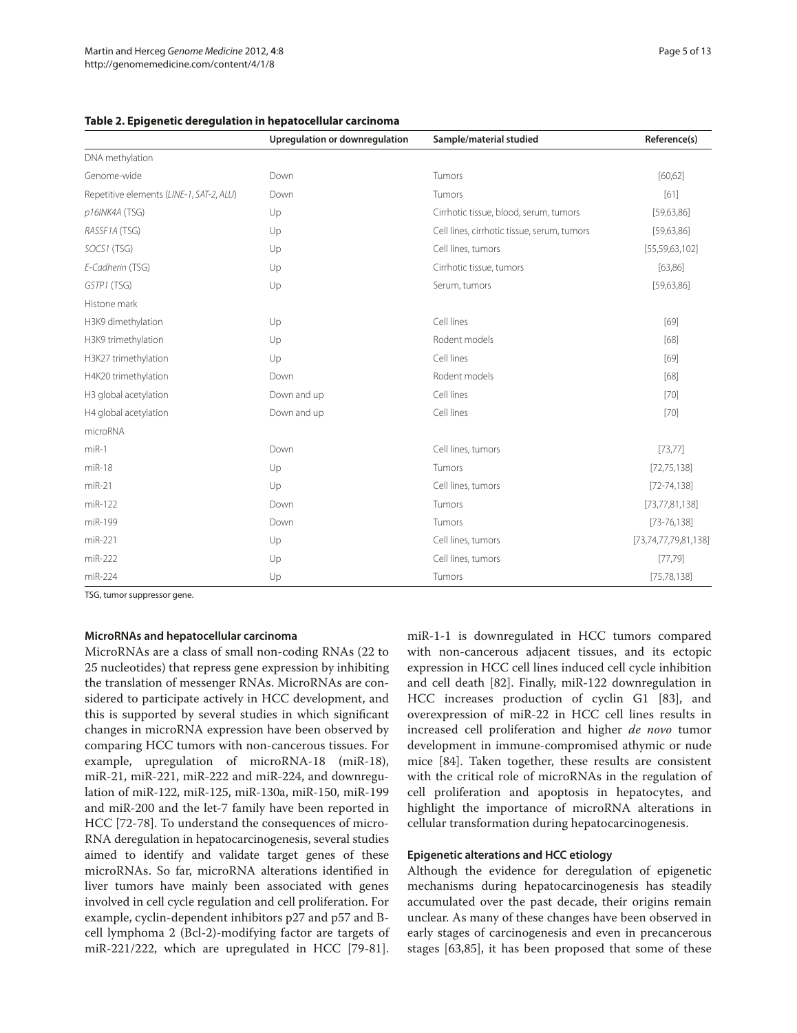**Table 2. Epigenetic deregulation in hepatocellular carcinoma**

| | Upregulation or downregulation | Sample/material studied | Reference(s) |
|---|---|---|---|
| DNA methylation | | | |
| Genome-wide | Down | Tumors | [60,62] |
| Repetitive elements (*LINE-1, SAT-2, ALU*) | Down | Tumors | [61] |
| *p16INK4A* (TSG) | Up | Cirrhotic tissue, blood, serum, tumors | [59,63,86] |
| *RASSF1A* (TSG) | Up | Cell lines, cirrhotic tissue, serum, tumors | [59,63,86] |
| *SOCS1* (TSG) | Up | Cell lines, tumors | [55,59,63,102] |
| *E-Cadherin* (TSG) | Up | Cirrhotic tissue, tumors | [63,86] |
| *GSTP1* (TSG) | Up | Serum, tumors | [59,63,86] |
| Histone mark | | | |
| H3K9 dimethylation | Up | Cell lines | [69] |
| H3K9 trimethylation | Up | Rodent models | [68] |
| H3K27 trimethylation | Up | Cell lines | [69] |
| H4K20 trimethylation | Down | Rodent models | [68] |
| H3 global acetylation | Down and up | Cell lines | [70] |
| H4 global acetylation | Down and up | Cell lines | [70] |
| microRNA | | | |
| miR-1 | Down | Cell lines, tumors | [73,77] |
| miR-18 | Up | Tumors | [72,75,138] |
| miR-21 | Up | Cell lines, tumors | [72-74,138] |
| miR-122 | Down | Tumors | [73,77,81,138] |
| miR-199 | Down | Tumors | [73-76,138] |
| miR-221 | Up | Cell lines, tumors | [73,74,77,79,81,138] |
| miR-222 | Up | Cell lines, tumors | [77,79] |
| miR-224 | Up | Tumors | [75,78,138] |

TSG, tumor suppressor gene.

### MicroRNAs and hepatocellular carcinoma

MicroRNAs are a class of small non-coding RNAs (22 to 25 nucleotides) that repress gene expression by inhibiting the translation of messenger RNAs. MicroRNAs are considered to participate actively in HCC development, and this is supported by several studies in which significant changes in microRNA expression have been observed by comparing HCC tumors with non-cancerous tissues. For example, upregulation of microRNA-18 (miR-18), miR-21, miR-221, miR-222 and miR-224, and downregulation of miR-122, miR-125, miR-130a, miR-150, miR-199 and miR-200 and the let-7 family have been reported in HCC [72-78]. To understand the consequences of microRNA deregulation in hepatocarcinogenesis, several studies aimed to identify and validate target genes of these microRNAs. So far, microRNA alterations identified in liver tumors have mainly been associated with genes involved in cell cycle regulation and cell proliferation. For example, cyclin-dependent inhibitors p27 and p57 and B-cell lymphoma 2 (Bcl-2)-modifying factor are targets of miR-221/222, which are upregulated in HCC [79-81]. miR-1-1 is downregulated in HCC tumors compared with non-cancerous adjacent tissues, and its ectopic expression in HCC cell lines induced cell cycle inhibition and cell death [82]. Finally, miR-122 downregulation in HCC increases production of cyclin G1 [83], and overexpression of miR-22 in HCC cell lines results in increased cell proliferation and higher *de novo* tumor development in immune-compromised athymic or nude mice [84]. Taken together, these results are consistent with the critical role of microRNAs in the regulation of cell proliferation and apoptosis in hepatocytes, and highlight the importance of microRNA alterations in cellular transformation during hepatocarcinogenesis.

### Epigenetic alterations and HCC etiology

Although the evidence for deregulation of epigenetic mechanisms during hepatocarcinogenesis has steadily accumulated over the past decade, their origins remain unclear. As many of these changes have been observed in early stages of carcinogenesis and even in precancerous stages [63,85], it has been proposed that some of these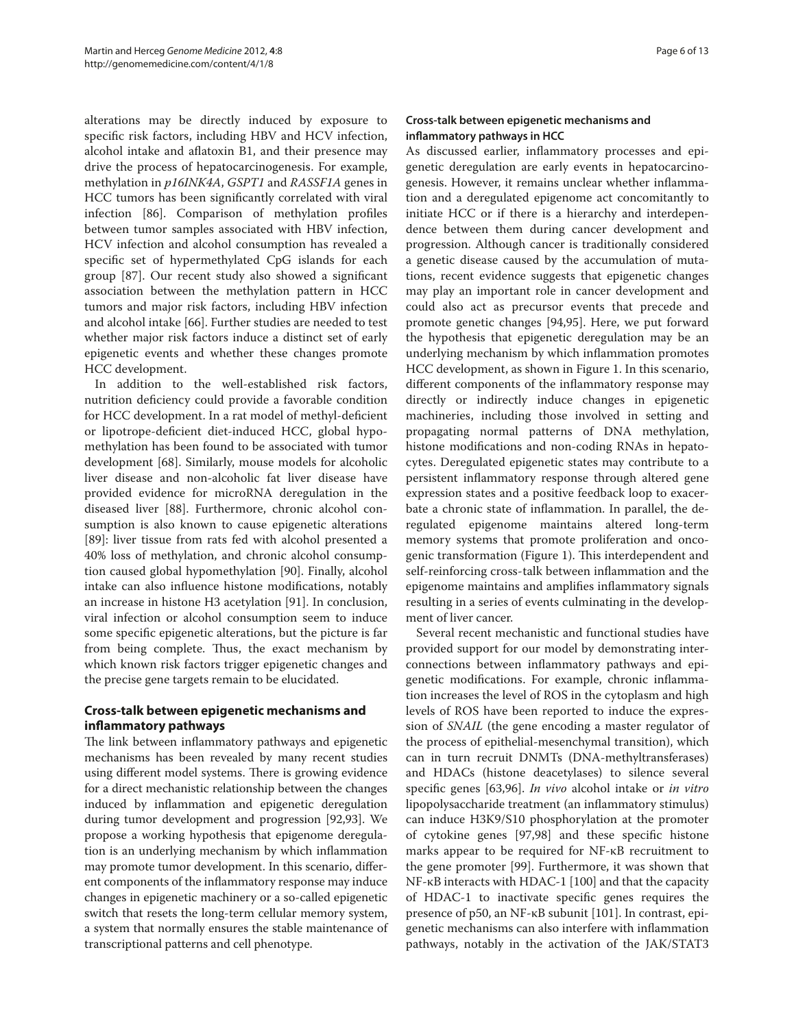alterations may be directly induced by exposure to specific risk factors, including HBV and HCV infection, alcohol intake and aflatoxin B1, and their presence may drive the process of hepatocarcinogenesis. For example, methylation in *p16INK4A*, *GSPT1* and *RASSF1A* genes in HCC tumors has been significantly correlated with viral infection [86]. Comparison of methylation profiles between tumor samples associated with HBV infection, HCV infection and alcohol consumption has revealed a specific set of hypermethylated CpG islands for each group [87]. Our recent study also showed a significant association between the methylation pattern in HCC tumors and major risk factors, including HBV infection and alcohol intake [66]. Further studies are needed to test whether major risk factors induce a distinct set of early epigenetic events and whether these changes promote HCC development.

In addition to the well-established risk factors, nutrition deficiency could provide a favorable condition for HCC development. In a rat model of methyl-deficient or lipotrope-deficient diet-induced HCC, global hypomethylation has been found to be associated with tumor development [68]. Similarly, mouse models for alcoholic liver disease and non-alcoholic fat liver disease have provided evidence for microRNA deregulation in the diseased liver [88]. Furthermore, chronic alcohol consumption is also known to cause epigenetic alterations [89]: liver tissue from rats fed with alcohol presented a 40% loss of methylation, and chronic alcohol consumption caused global hypomethylation [90]. Finally, alcohol intake can also influence histone modifications, notably an increase in histone H3 acetylation [91]. In conclusion, viral infection or alcohol consumption seem to induce some specific epigenetic alterations, but the picture is far from being complete. Thus, the exact mechanism by which known risk factors trigger epigenetic changes and the precise gene targets remain to be elucidated.

## Cross-talk between epigenetic mechanisms and inflammatory pathways

The link between inflammatory pathways and epigenetic mechanisms has been revealed by many recent studies using different model systems. There is growing evidence for a direct mechanistic relationship between the changes induced by inflammation and epigenetic deregulation during tumor development and progression [92,93]. We propose a working hypothesis that epigenome deregulation is an underlying mechanism by which inflammation may promote tumor development. In this scenario, different components of the inflammatory response may induce changes in epigenetic machinery or a so-called epigenetic switch that resets the long-term cellular memory system, a system that normally ensures the stable maintenance of transcriptional patterns and cell phenotype.

### Cross-talk between epigenetic mechanisms and inflammatory pathways in HCC

As discussed earlier, inflammatory processes and epigenetic deregulation are early events in hepatocarcinogenesis. However, it remains unclear whether inflammation and a deregulated epigenome act concomitantly to initiate HCC or if there is a hierarchy and interdependence between them during cancer development and progression. Although cancer is traditionally considered a genetic disease caused by the accumulation of mutations, recent evidence suggests that epigenetic changes may play an important role in cancer development and could also act as precursor events that precede and promote genetic changes [94,95]. Here, we put forward the hypothesis that epigenetic deregulation may be an underlying mechanism by which inflammation promotes HCC development, as shown in Figure 1. In this scenario, different components of the inflammatory response may directly or indirectly induce changes in epigenetic machineries, including those involved in setting and propagating normal patterns of DNA methylation, histone modifications and non-coding RNAs in hepatocytes. Deregulated epigenetic states may contribute to a persistent inflammatory response through altered gene expression states and a positive feedback loop to exacerbate a chronic state of inflammation. In parallel, the deregulated epigenome maintains altered long-term memory systems that promote proliferation and oncogenic transformation (Figure 1). This interdependent and self-reinforcing cross-talk between inflammation and the epigenome maintains and amplifies inflammatory signals resulting in a series of events culminating in the development of liver cancer.

Several recent mechanistic and functional studies have provided support for our model by demonstrating interconnections between inflammatory pathways and epigenetic modifications. For example, chronic inflammation increases the level of ROS in the cytoplasm and high levels of ROS have been reported to induce the expression of *SNAIL* (the gene encoding a master regulator of the process of epithelial-mesenchymal transition), which can in turn recruit DNMTs (DNA-methyltransferases) and HDACs (histone deacetylases) to silence several specific genes [63,96]. *In vivo* alcohol intake or *in vitro* lipopolysaccharide treatment (an inflammatory stimulus) can induce H3K9/S10 phosphorylation at the promoter of cytokine genes [97,98] and these specific histone marks appear to be required for NF-κB recruitment to the gene promoter [99]. Furthermore, it was shown that NF-κB interacts with HDAC-1 [100] and that the capacity of HDAC-1 to inactivate specific genes requires the presence of p50, an NF-κB subunit [101]. In contrast, epigenetic mechanisms can also interfere with inflammation pathways, notably in the activation of the JAK/STAT3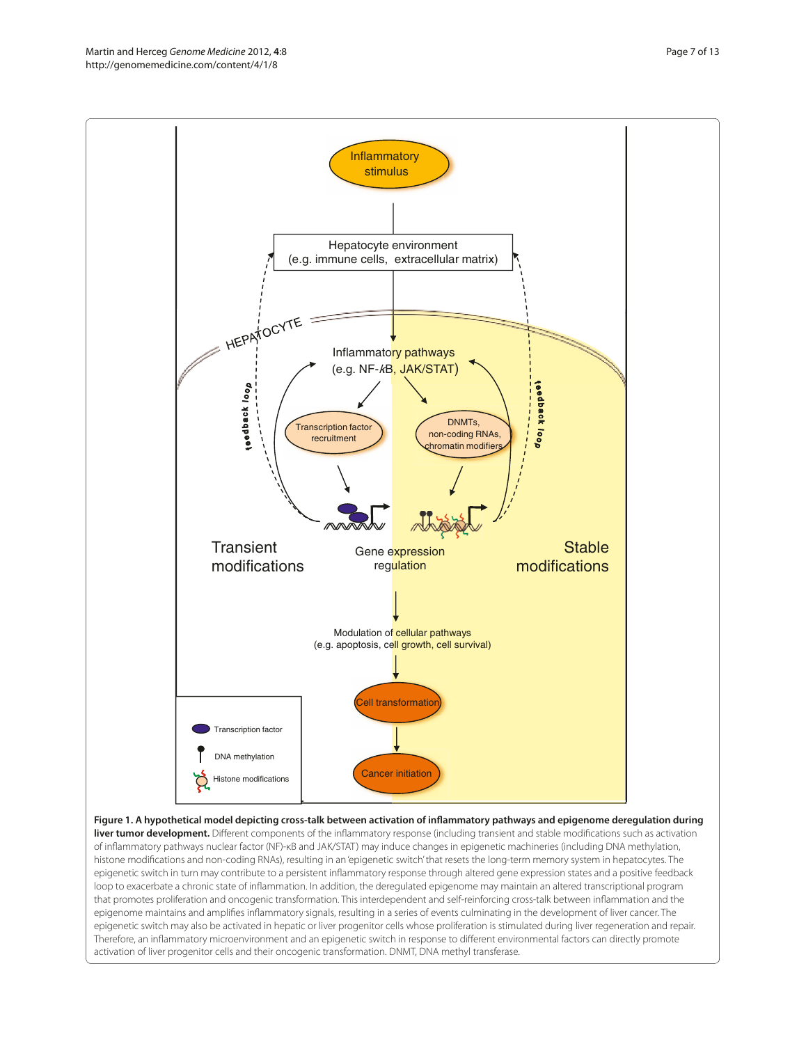**Figure 1. A hypothetical model depicting cross-talk between activation of inflammatory pathways and epigenome deregulation during liver tumor development.** Different components of the inflammatory response (including transient and stable modifications such as activation of inflammatory pathways nuclear factor (NF)-κB and JAK/STAT) may induce changes in epigenetic machineries (including DNA methylation, histone modifications and non-coding RNAs), resulting in an 'epigenetic switch' that resets the long-term memory system in hepatocytes. The epigenetic switch in turn may contribute to a persistent inflammatory response through altered gene expression states and a positive feedback loop to exacerbate a chronic state of inflammation. In addition, the deregulated epigenome may maintain an altered transcriptional program that promotes proliferation and oncogenic transformation. This interdependent and self-reinforcing cross-talk between inflammation and the epigenome maintains and amplifies inflammatory signals, resulting in a series of events culminating in the development of liver cancer. The epigenetic switch may also be activated in hepatic or liver progenitor cells whose proliferation is stimulated during liver regeneration and repair. Therefore, an inflammatory microenvironment and an epigenetic switch in response to different environmental factors can directly promote activation of liver progenitor cells and their oncogenic transformation. DNMT, DNA methyl transferase.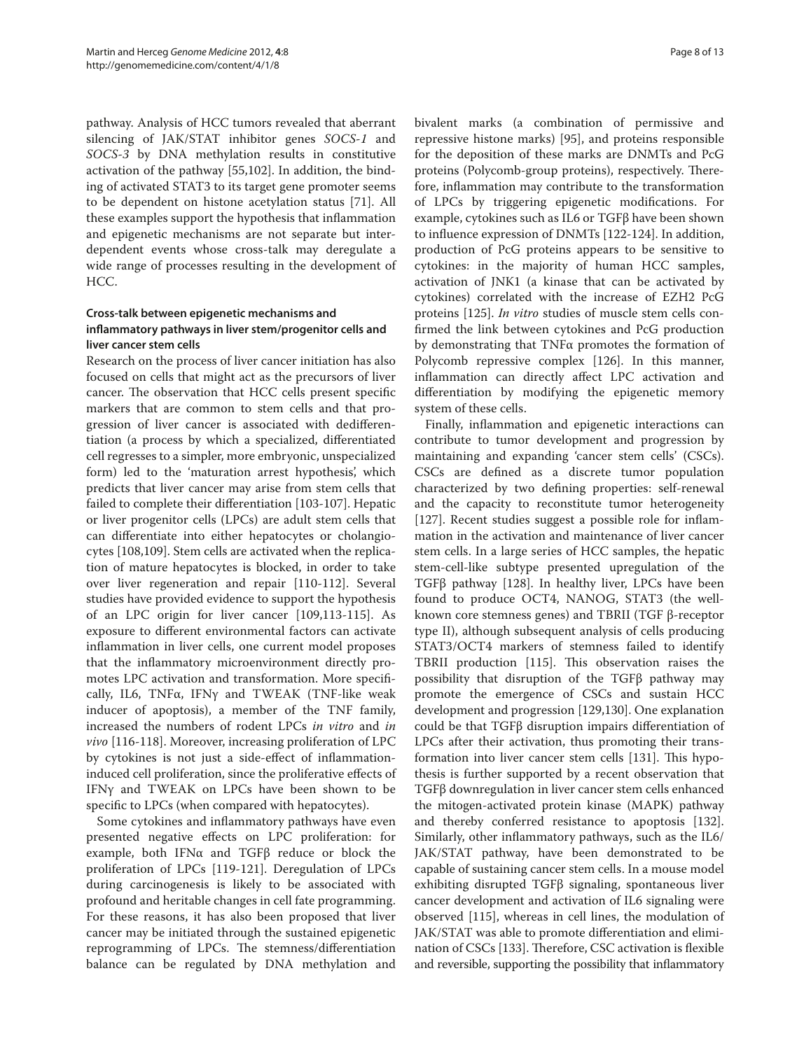pathway. Analysis of HCC tumors revealed that aberrant silencing of JAK/STAT inhibitor genes *SOCS-1* and *SOCS-3* by DNA methylation results in constitutive activation of the pathway [55,102]. In addition, the binding of activated STAT3 to its target gene promoter seems to be dependent on histone acetylation status [71]. All these examples support the hypothesis that inflammation and epigenetic mechanisms are not separate but interdependent events whose cross-talk may deregulate a wide range of processes resulting in the development of HCC.

#### Cross-talk between epigenetic mechanisms and inflammatory pathways in liver stem/progenitor cells and liver cancer stem cells

Research on the process of liver cancer initiation has also focused on cells that might act as the precursors of liver cancer. The observation that HCC cells present specific markers that are common to stem cells and that progression of liver cancer is associated with dedifferentiation (a process by which a specialized, differentiated cell regresses to a simpler, more embryonic, unspecialized form) led to the 'maturation arrest hypothesis', which predicts that liver cancer may arise from stem cells that failed to complete their differentiation [103-107]. Hepatic or liver progenitor cells (LPCs) are adult stem cells that can differentiate into either hepatocytes or cholangiocytes [108,109]. Stem cells are activated when the replication of mature hepatocytes is blocked, in order to take over liver regeneration and repair [110-112]. Several studies have provided evidence to support the hypothesis of an LPC origin for liver cancer [109,113-115]. As exposure to different environmental factors can activate inflammation in liver cells, one current model proposes that the inflammatory microenvironment directly promotes LPC activation and transformation. More specifically, IL6, TNFα, IFNγ and TWEAK (TNF-like weak inducer of apoptosis), a member of the TNF family, increased the numbers of rodent LPCs *in vitro* and *in vivo* [116-118]. Moreover, increasing proliferation of LPC by cytokines is not just a side-effect of inflammation-induced cell proliferation, since the proliferative effects of IFNγ and TWEAK on LPCs have been shown to be specific to LPCs (when compared with hepatocytes).

Some cytokines and inflammatory pathways have even presented negative effects on LPC proliferation: for example, both IFNα and TGFβ reduce or block the proliferation of LPCs [119-121]. Deregulation of LPCs during carcinogenesis is likely to be associated with profound and heritable changes in cell fate programming. For these reasons, it has also been proposed that liver cancer may be initiated through the sustained epigenetic reprogramming of LPCs. The stemness/differentiation balance can be regulated by DNA methylation and bivalent marks (a combination of permissive and repressive histone marks) [95], and proteins responsible for the deposition of these marks are DNMTs and PcG proteins (Polycomb-group proteins), respectively. Therefore, inflammation may contribute to the transformation of LPCs by triggering epigenetic modifications. For example, cytokines such as IL6 or TGFβ have been shown to influence expression of DNMTs [122-124]. In addition, production of PcG proteins appears to be sensitive to cytokines: in the majority of human HCC samples, activation of JNK1 (a kinase that can be activated by cytokines) correlated with the increase of EZH2 PcG proteins [125]. *In vitro* studies of muscle stem cells confirmed the link between cytokines and PcG production by demonstrating that TNFα promotes the formation of Polycomb repressive complex [126]. In this manner, inflammation can directly affect LPC activation and differentiation by modifying the epigenetic memory system of these cells.

Finally, inflammation and epigenetic interactions can contribute to tumor development and progression by maintaining and expanding 'cancer stem cells' (CSCs). CSCs are defined as a discrete tumor population characterized by two defining properties: self-renewal and the capacity to reconstitute tumor heterogeneity [127]. Recent studies suggest a possible role for inflammation in the activation and maintenance of liver cancer stem cells. In a large series of HCC samples, the hepatic stem-cell-like subtype presented upregulation of the TGFβ pathway [128]. In healthy liver, LPCs have been found to produce OCT4, NANOG, STAT3 (the well-known core stemness genes) and TBRII (TGF β-receptor type II), although subsequent analysis of cells producing STAT3/OCT4 markers of stemness failed to identify TBRII production [115]. This observation raises the possibility that disruption of the TGFβ pathway may promote the emergence of CSCs and sustain HCC development and progression [129,130]. One explanation could be that TGFβ disruption impairs differentiation of LPCs after their activation, thus promoting their transformation into liver cancer stem cells [131]. This hypothesis is further supported by a recent observation that TGFβ downregulation in liver cancer stem cells enhanced the mitogen-activated protein kinase (MAPK) pathway and thereby conferred resistance to apoptosis [132]. Similarly, other inflammatory pathways, such as the IL6/JAK/STAT pathway, have been demonstrated to be capable of sustaining cancer stem cells. In a mouse model exhibiting disrupted TGFβ signaling, spontaneous liver cancer development and activation of IL6 signaling were observed [115], whereas in cell lines, the modulation of JAK/STAT was able to promote differentiation and elimination of CSCs [133]. Therefore, CSC activation is flexible and reversible, supporting the possibility that inflammatory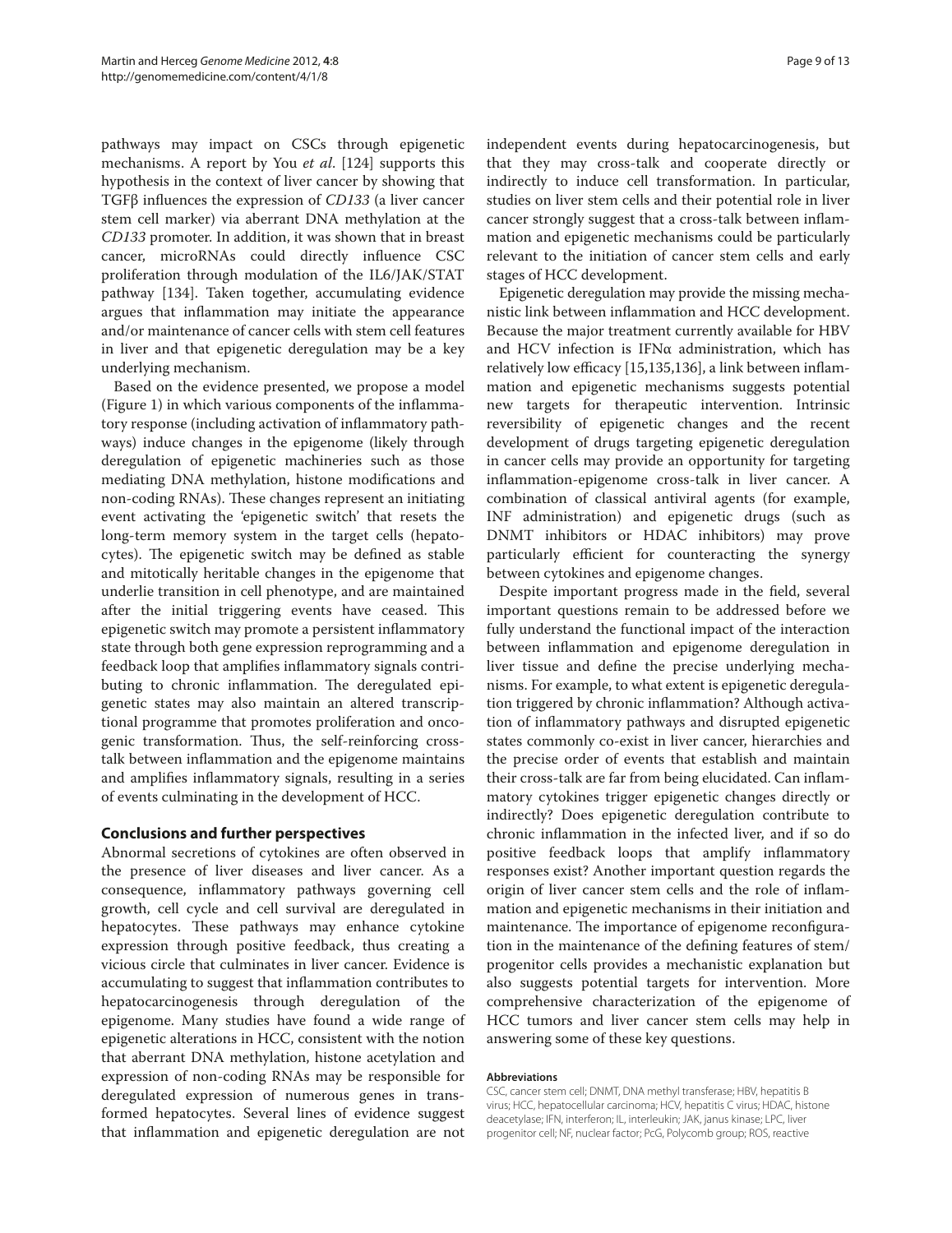pathways may impact on CSCs through epigenetic mechanisms. A report by You *et al*. [124] supports this hypothesis in the context of liver cancer by showing that TGFβ influences the expression of *CD133* (a liver cancer stem cell marker) via aberrant DNA methylation at the *CD133* promoter. In addition, it was shown that in breast cancer, microRNAs could directly influence CSC proliferation through modulation of the IL6/JAK/STAT pathway [134]. Taken together, accumulating evidence argues that inflammation may initiate the appearance and/or maintenance of cancer cells with stem cell features in liver and that epigenetic deregulation may be a key underlying mechanism.

Based on the evidence presented, we propose a model (Figure 1) in which various components of the inflammatory response (including activation of inflammatory pathways) induce changes in the epigenome (likely through deregulation of epigenetic machineries such as those mediating DNA methylation, histone modifications and non-coding RNAs). These changes represent an initiating event activating the 'epigenetic switch' that resets the long-term memory system in the target cells (hepatocytes). The epigenetic switch may be defined as stable and mitotically heritable changes in the epigenome that underlie transition in cell phenotype, and are maintained after the initial triggering events have ceased. This epigenetic switch may promote a persistent inflammatory state through both gene expression reprogramming and a feedback loop that amplifies inflammatory signals contributing to chronic inflammation. The deregulated epigenetic states may also maintain an altered transcriptional programme that promotes proliferation and oncogenic transformation. Thus, the self-reinforcing cross-talk between inflammation and the epigenome maintains and amplifies inflammatory signals, resulting in a series of events culminating in the development of HCC.

## Conclusions and further perspectives

Abnormal secretions of cytokines are often observed in the presence of liver diseases and liver cancer. As a consequence, inflammatory pathways governing cell growth, cell cycle and cell survival are deregulated in hepatocytes. These pathways may enhance cytokine expression through positive feedback, thus creating a vicious circle that culminates in liver cancer. Evidence is accumulating to suggest that inflammation contributes to hepatocarcinogenesis through deregulation of the epigenome. Many studies have found a wide range of epigenetic alterations in HCC, consistent with the notion that aberrant DNA methylation, histone acetylation and expression of non-coding RNAs may be responsible for deregulated expression of numerous genes in transformed hepatocytes. Several lines of evidence suggest that inflammation and epigenetic deregulation are not independent events during hepatocarcinogenesis, but that they may cross-talk and cooperate directly or indirectly to induce cell transformation. In particular, studies on liver stem cells and their potential role in liver cancer strongly suggest that a cross-talk between inflammation and epigenetic mechanisms could be particularly relevant to the initiation of cancer stem cells and early stages of HCC development.

Epigenetic deregulation may provide the missing mechanistic link between inflammation and HCC development. Because the major treatment currently available for HBV and HCV infection is IFNα administration, which has relatively low efficacy [15,135,136], a link between inflammation and epigenetic mechanisms suggests potential new targets for therapeutic intervention. Intrinsic reversibility of epigenetic changes and the recent development of drugs targeting epigenetic deregulation in cancer cells may provide an opportunity for targeting inflammation-epigenome cross-talk in liver cancer. A combination of classical antiviral agents (for example, INF administration) and epigenetic drugs (such as DNMT inhibitors or HDAC inhibitors) may prove particularly efficient for counteracting the synergy between cytokines and epigenome changes.

Despite important progress made in the field, several important questions remain to be addressed before we fully understand the functional impact of the interaction between inflammation and epigenome deregulation in liver tissue and define the precise underlying mechanisms. For example, to what extent is epigenetic deregulation triggered by chronic inflammation? Although activation of inflammatory pathways and disrupted epigenetic states commonly co-exist in liver cancer, hierarchies and the precise order of events that establish and maintain their cross-talk are far from being elucidated. Can inflammatory cytokines trigger epigenetic changes directly or indirectly? Does epigenetic deregulation contribute to chronic inflammation in the infected liver, and if so do positive feedback loops that amplify inflammatory responses exist? Another important question regards the origin of liver cancer stem cells and the role of inflammation and epigenetic mechanisms in their initiation and maintenance. The importance of epigenome reconfiguration in the maintenance of the defining features of stem/progenitor cells provides a mechanistic explanation but also suggests potential targets for intervention. More comprehensive characterization of the epigenome of HCC tumors and liver cancer stem cells may help in answering some of these key questions.

#### Abbreviations

CSC, cancer stem cell; DNMT, DNA methyl transferase; HBV, hepatitis B virus; HCC, hepatocellular carcinoma; HCV, hepatitis C virus; HDAC, histone deacetylase; IFN, interferon; IL, interleukin; JAK, janus kinase; LPC, liver progenitor cell; NF, nuclear factor; PcG, Polycomb group; ROS, reactive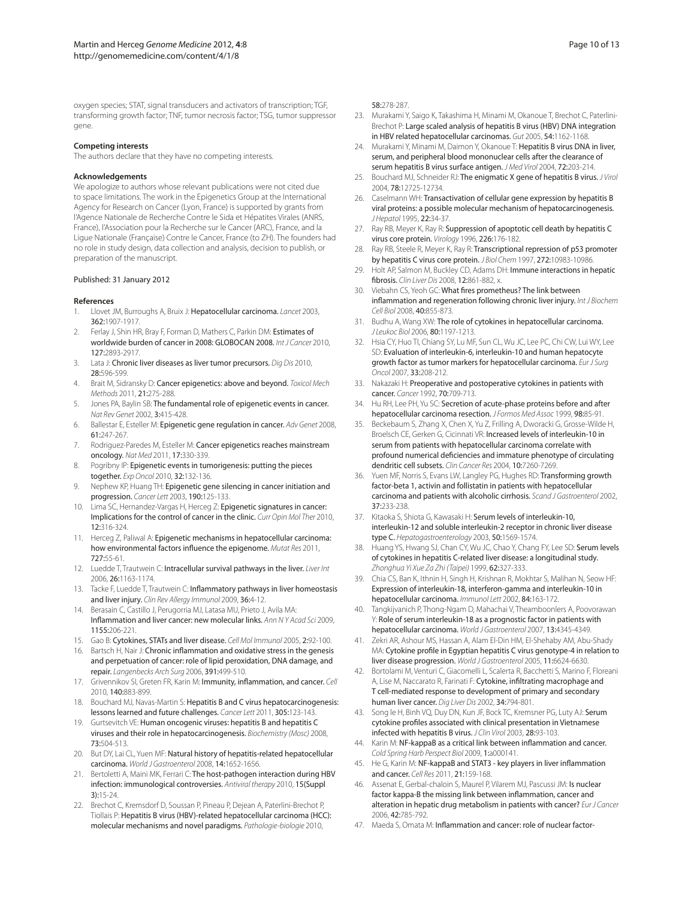oxygen species; STAT, signal transducers and activators of transcription; TGF, transforming growth factor; TNF, tumor necrosis factor; TSG, tumor suppressor gene.

#### Competing interests

The authors declare that they have no competing interests.

#### Acknowledgements

We apologize to authors whose relevant publications were not cited due to space limitations. The work in the Epigenetics Group at the International Agency for Research on Cancer (Lyon, France) is supported by grants from l'Agence Nationale de Recherche Contre le Sida et Hépatites Virales (ANRS, France), l'Association pour la Recherche sur le Cancer (ARC), France, and la Ligue Nationale (Française) Contre le Cancer, France (to ZH). The founders had no role in study design, data collection and analysis, decision to publish, or preparation of the manuscript.

Published: 31 January 2012

#### References

1. Llovet JM, Burroughs A, Bruix J: **Hepatocellular carcinoma.** *Lancet* 2003, **362:**1907-1917.
2. Ferlay J, Shin HR, Bray F, Forman D, Mathers C, Parkin DM: **Estimates of worldwide burden of cancer in 2008: GLOBOCAN 2008.** *Int J Cancer* 2010, **127:**2893-2917.
3. Lata J: **Chronic liver diseases as liver tumor precursors.** *Dig Dis* 2010, **28:**596-599.
4. Brait M, Sidransky D: **Cancer epigenetics: above and beyond.** *Toxicol Mech Methods* 2011, **21:**275-288.
5. Jones PA, Baylin SB: **The fundamental role of epigenetic events in cancer.** *Nat Rev Genet* 2002, **3:**415-428.
6. Ballestar E, Esteller M: **Epigenetic gene regulation in cancer.** *Adv Genet* 2008, **61:**247-267.
7. Rodriguez-Paredes M, Esteller M: **Cancer epigenetics reaches mainstream oncology.** *Nat Med* 2011, **17:**330-339.
8. Pogribny IP: **Epigenetic events in tumorigenesis: putting the pieces together.** *Exp Oncol* 2010, **32:**132-136.
9. Nephew KP, Huang TH: **Epigenetic gene silencing in cancer initiation and progression.** *Cancer Lett* 2003, **190:**125-133.
10. Lima SC, Hernandez-Vargas H, Herceg Z: **Epigenetic signatures in cancer: Implications for the control of cancer in the clinic.** *Curr Opin Mol Ther* 2010, **12:**316-324.
11. Herceg Z, Paliwal A: **Epigenetic mechanisms in hepatocellular carcinoma: how environmental factors influence the epigenome.** *Mutat Res* 2011, **727:**55-61.
12. Luedde T, Trautwein C: **Intracellular survival pathways in the liver.** *Liver Int* 2006, **26:**1163-1174.
13. Tacke F, Luedde T, Trautwein C: **Inflammatory pathways in liver homeostasis and liver injury.** *Clin Rev Allergy Immunol* 2009, **36:**4-12.
14. Berasain C, Castillo J, Perugorria MJ, Latasa MU, Prieto J, Avila MA: **Inflammation and liver cancer: new molecular links.** *Ann N Y Acad Sci* 2009, **1155:**206-221.
15. Gao B: **Cytokines, STATs and liver disease.** *Cell Mol Immunol* 2005, **2:**92-100.
16. Bartsch H, Nair J: **Chronic inflammation and oxidative stress in the genesis and perpetuation of cancer: role of lipid peroxidation, DNA damage, and repair.** *Langenbecks Arch Surg* 2006, **391:**499-510.
17. Grivennikov SI, Greten FR, Karin M: **Immunity, inflammation, and cancer.** *Cell* 2010, **140:**883-899.
18. Bouchard MJ, Navas-Martin S: **Hepatitis B and C virus hepatocarcinogenesis: lessons learned and future challenges.** *Cancer Lett* 2011, **305:**123-143.
19. Gurtsevitch VE: **Human oncogenic viruses: hepatitis B and hepatitis C viruses and their role in hepatocarcinogenesis.** *Biochemistry (Mosc)* 2008, **73:**504-513.
20. But DY, Lai CL, Yuen MF: **Natural history of hepatitis-related hepatocellular carcinoma.** *World J Gastroenterol* 2008, **14:**1652-1656.
21. Bertoletti A, Maini MK, Ferrari C: **The host-pathogen interaction during HBV infection: immunological controversies.** *Antiviral therapy* 2010, **15(Suppl 3):**15-24.
22. Brechot C, Kremsdorf D, Soussan P, Pineau P, Dejean A, Paterlini-Brechot P, Tiollais P: **Hepatitis B virus (HBV)-related hepatocellular carcinoma (HCC): molecular mechanisms and novel paradigms.** *Pathologie-biologie* 2010, **58:**278-287.
23. Murakami Y, Saigo K, Takashima H, Minami M, Okanoue T, Brechot C, Paterlini-Brechot P: **Large scaled analysis of hepatitis B virus (HBV) DNA integration in HBV related hepatocellular carcinomas.** *Gut* 2005, **54:**1162-1168.
24. Murakami Y, Minami M, Daimon Y, Okanoue T: **Hepatitis B virus DNA in liver, serum, and peripheral blood mononuclear cells after the clearance of serum hepatitis B virus surface antigen.** *J Med Virol* 2004, **72:**203-214.
25. Bouchard MJ, Schneider RJ: **The enigmatic X gene of hepatitis B virus.** *J Virol* 2004, **78:**12725-12734.
26. Caselmann WH: **Transactivation of cellular gene expression by hepatitis B viral proteins: a possible molecular mechanism of hepatocarcinogenesis.** *J Hepatol* 1995, **22:**34-37.
27. Ray RB, Meyer K, Ray R: **Suppression of apoptotic cell death by hepatitis C virus core protein.** *Virology* 1996, **226:**176-182.
28. Ray RB, Steele R, Meyer K, Ray R: **Transcriptional repression of p53 promoter by hepatitis C virus core protein.** *J Biol Chem* 1997, **272:**10983-10986.
29. Holt AP, Salmon M, Buckley CD, Adams DH: **Immune interactions in hepatic fibrosis.** *Clin Liver Dis* 2008, **12:**861-882, x.
30. Viebahn CS, Yeoh GC: **What fires prometheus? The link between inflammation and regeneration following chronic liver injury.** *Int J Biochem Cell Biol* 2008, **40:**855-873.
31. Budhu A, Wang XW: **The role of cytokines in hepatocellular carcinoma.** *J Leukoc Biol* 2006, **80:**1197-1213.
32. Hsia CY, Huo TI, Chiang SY, Lu MF, Sun CL, Wu JC, Lee PC, Chi CW, Lui WY, Lee SD: **Evaluation of interleukin-6, interleukin-10 and human hepatocyte growth factor as tumor markers for hepatocellular carcinoma.** *Eur J Surg Oncol* 2007, **33:**208-212.
33. Nakazaki H: **Preoperative and postoperative cytokines in patients with cancer.** *Cancer* 1992, **70:**709-713.
34. Hu RH, Lee PH, Yu SC: **Secretion of acute-phase proteins before and after hepatocellular carcinoma resection.** *J Formos Med Assoc* 1999, **98:**85-91.
35. Beckebaum S, Zhang X, Chen X, Yu Z, Frilling A, Dworacki G, Grosse-Wilde H, Broelsch CE, Gerken G, Cicinnati VR: **Increased levels of interleukin-10 in serum from patients with hepatocellular carcinoma correlate with profound numerical deficiencies and immature phenotype of circulating dendritic cell subsets.** *Clin Cancer Res* 2004, **10:**7260-7269.
36. Yuen MF, Norris S, Evans LW, Langley PG, Hughes RD: **Transforming growth factor-beta 1, activin and follistatin in patients with hepatocellular carcinoma and patients with alcoholic cirrhosis.** *Scand J Gastroenterol* 2002, **37:**233-238.
37. Kitaoka S, Shiota G, Kawasaki H: **Serum levels of interleukin-10, interleukin-12 and soluble interleukin-2 receptor in chronic liver disease type C.** *Hepatogastroenterology* 2003, **50:**1569-1574.
38. Huang YS, Hwang SJ, Chan CY, Wu JC, Chao Y, Chang FY, Lee SD: **Serum levels of cytokines in hepatitis C-related liver disease: a longitudinal study.** *Zhonghua Yi Xue Za Zhi (Taipei)* 1999, **62:**327-333.
39. Chia CS, Ban K, Ithnin H, Singh H, Krishnan R, Mokhtar S, Malihan N, Seow HF: **Expression of interleukin-18, interferon-gamma and interleukin-10 in hepatocellular carcinoma.** *Immunol Lett* 2002, **84:**163-172.
40. Tangkijvanich P, Thong-Ngam D, Mahachai V, Theamboonlers A, Poovorawan Y: **Role of serum interleukin-18 as a prognostic factor in patients with hepatocellular carcinoma.** *World J Gastroenterol* 2007, **13:**4345-4349.
41. Zekri AR, Ashour MS, Hassan A, Alam El-Din HM, El-Shehaby AM, Abu-Shady MA: **Cytokine profile in Egyptian hepatitis C virus genotype-4 in relation to liver disease progression.** *World J Gastroenterol* 2005, **11:**6624-6630.
42. Bortolami M, Venturi C, Giacomelli L, Scalerta R, Bacchetti S, Marino F, Floreani A, Lise M, Naccarato R, Farinati F: **Cytokine, infiltrating macrophage and T cell-mediated response to development of primary and secondary human liver cancer.** *Dig Liver Dis* 2002, **34:**794-801.
43. Song le H, Binh VQ, Duy DN, Kun JF, Bock TC, Kremsner PG, Luty AJ: **Serum cytokine profiles associated with clinical presentation in Vietnamese infected with hepatitis B virus.** *J Clin Virol* 2003, **28:**93-103.
44. Karin M: **NF-kappaB as a critical link between inflammation and cancer.** *Cold Spring Harb Perspect Biol* 2009, **1:**a000141.
45. He G, Karin M: **NF-kappaB and STAT3 - key players in liver inflammation and cancer.** *Cell Res* 2011, **21:**159-168.
46. Assenat E, Gerbal-chaloin S, Maurel P, Vilarem MJ, Pascussi JM: **Is nuclear factor kappa-B the missing link between inflammation, cancer and alteration in hepatic drug metabolism in patients with cancer?** *Eur J Cancer* 2006, **42:**785-792.
47. Maeda S, Omata M: **Inflammation and cancer: role of nuclear factor-**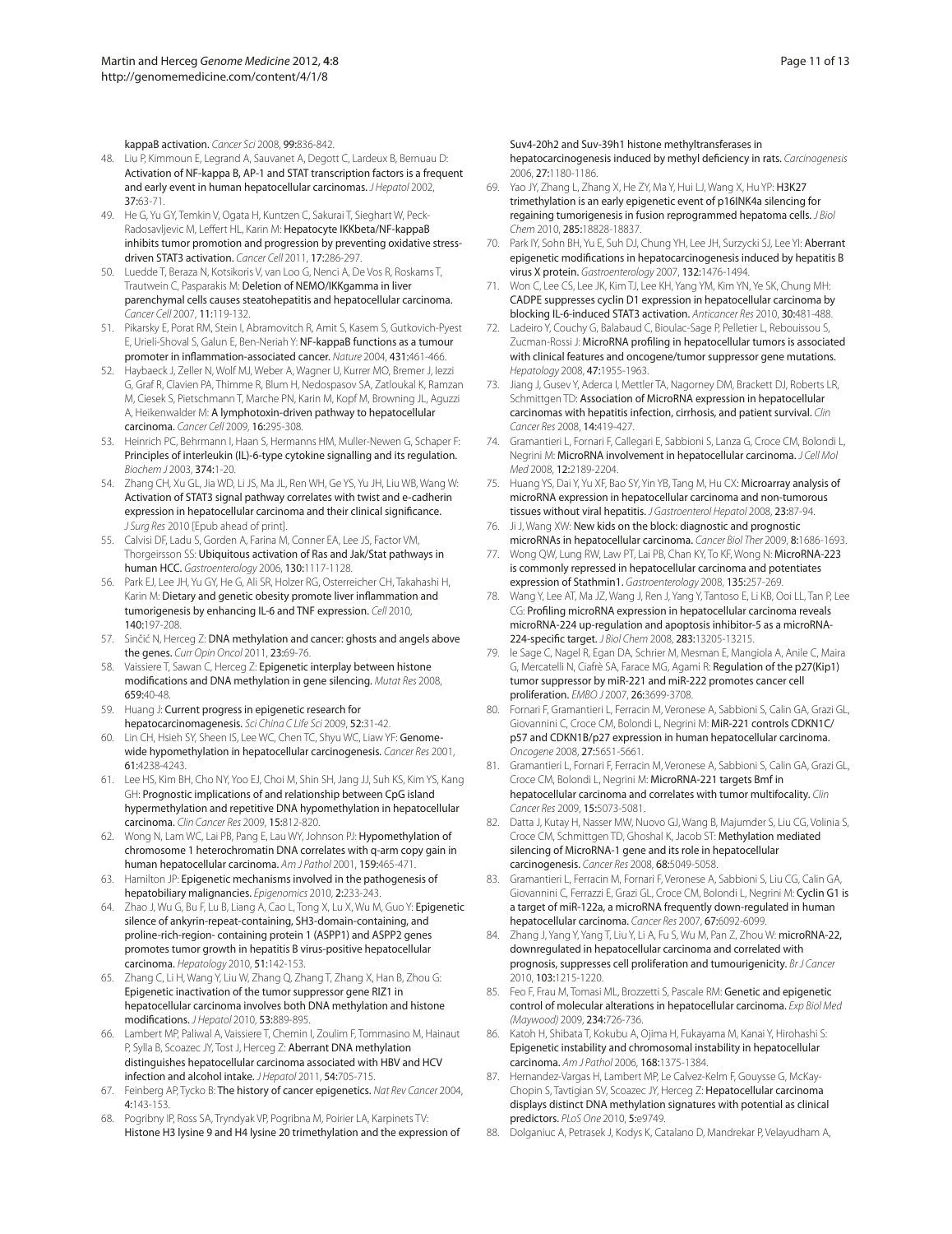kappaB activation. *Cancer Sci* 2008, **99**:836-842.

48. Liu P, Kimmoun E, Legrand A, Sauvanet A, Degott C, Lardeux B, Bernuau D: Activation of NF-kappa B, AP-1 and STAT transcription factors is a frequent and early event in human hepatocellular carcinomas. *J Hepatol* 2002, **37**:63-71.
49. He G, Yu GY, Temkin V, Ogata H, Kuntzen C, Sakurai T, Sieghart W, Peck-Radosavljevic M, Leffert HL, Karin M: Hepatocyte IKKbeta/NF-kappaB inhibits tumor promotion and progression by preventing oxidative stress-driven STAT3 activation. *Cancer Cell* 2011, **17**:286-297.
50. Luedde T, Beraza N, Kotsikoris V, van Loo G, Nenci A, De Vos R, Roskams T, Trautwein C, Pasparakis M: Deletion of NEMO/IKKgamma in liver parenchymal cells causes steatohepatitis and hepatocellular carcinoma. *Cancer Cell* 2007, **11**:119-132.
51. Pikarsky E, Porat RM, Stein I, Abramovitch R, Amit S, Kasem S, Gutkovich-Pyest E, Urieli-Shoval S, Galun E, Ben-Neriah Y: NF-kappaB functions as a tumour promoter in inflammation-associated cancer. *Nature* 2004, **431**:461-466.
52. Haybaeck J, Zeller N, Wolf MJ, Weber A, Wagner U, Kurrer MO, Bremer J, Iezzi G, Graf R, Clavien PA, Thimme R, Blum H, Nedospasov SA, Zatloukal K, Ramzan M, Ciesek S, Pietschmann T, Marche PN, Karin M, Kopf M, Browning JL, Aguzzi A, Heikenwalder M: A lymphotoxin-driven pathway to hepatocellular carcinoma. *Cancer Cell* 2009, **16**:295-308.
53. Heinrich PC, Behrmann I, Haan S, Hermanns HM, Muller-Newen G, Schaper F: Principles of interleukin (IL)-6-type cytokine signalling and its regulation. *Biochem J* 2003, **374**:1-20.
54. Zhang CH, Xu GL, Jia WD, Li JS, Ma JL, Ren WH, Ge YS, Yu JH, Liu WB, Wang W: Activation of STAT3 signal pathway correlates with twist and e-cadherin expression in hepatocellular carcinoma and their clinical significance. *J Surg Res* 2010 [Epub ahead of print].
55. Calvisi DF, Ladu S, Gorden A, Farina M, Conner EA, Lee JS, Factor VM, Thorgeirsson SS: Ubiquitous activation of Ras and Jak/Stat pathways in human HCC. *Gastroenterology* 2006, **130**:1117-1128.
56. Park EJ, Lee JH, Yu GY, He G, Ali SR, Holzer RG, Osterreicher CH, Takahashi H, Karin M: Dietary and genetic obesity promote liver inflammation and tumorigenesis by enhancing IL-6 and TNF expression. *Cell* 2010, **140**:197-208.
57. Sinčić N, Herceg Z: DNA methylation and cancer: ghosts and angels above the genes. *Curr Opin Oncol* 2011, **23**:69-76.
58. Vaissiere T, Sawan C, Herceg Z: Epigenetic interplay between histone modifications and DNA methylation in gene silencing. *Mutat Res* 2008, **659**:40-48.
59. Huang J: Current progress in epigenetic research for hepatocarcinomagenesis. *Sci China C Life Sci* 2009, **52**:31-42.
60. Lin CH, Hsieh SY, Sheen IS, Lee WC, Chen TC, Shyu WC, Liaw YF: Genome-wide hypomethylation in hepatocellular carcinogenesis. *Cancer Res* 2001, **61**:4238-4243.
61. Lee HS, Kim BH, Cho NY, Yoo EJ, Choi M, Shin SH, Jang JJ, Suh KS, Kim YS, Kang GH: Prognostic implications of and relationship between CpG island hypermethylation and repetitive DNA hypomethylation in hepatocellular carcinoma. *Clin Cancer Res* 2009, **15**:812-820.
62. Wong N, Lam WC, Lai PB, Pang E, Lau WY, Johnson PJ: Hypomethylation of chromosome 1 heterochromatin DNA correlates with q-arm copy gain in human hepatocellular carcinoma. *Am J Pathol* 2001, **159**:465-471.
63. Hamilton JP: Epigenetic mechanisms involved in the pathogenesis of hepatobiliary malignancies. *Epigenomics* 2010, **2**:233-243.
64. Zhao J, Wu G, Bu F, Lu B, Liang A, Cao L, Tong X, Lu X, Wu M, Guo Y: Epigenetic silence of ankyrin-repeat-containing, SH3-domain-containing, and proline-rich-region- containing protein 1 (ASPP1) and ASPP2 genes promotes tumor growth in hepatitis B virus-positive hepatocellular carcinoma. *Hepatology* 2010, **51**:142-153.
65. Zhang C, Li H, Wang Y, Liu W, Zhang Q, Zhang T, Zhang X, Han B, Zhou G: Epigenetic inactivation of the tumor suppressor gene RIZ1 in hepatocellular carcinoma involves both DNA methylation and histone modifications. *J Hepatol* 2010, **53**:889-895.
66. Lambert MP, Paliwal A, Vaissiere T, Chemin I, Zoulim F, Tommasino M, Hainaut P, Sylla B, Scoazec JY, Tost J, Herceg Z: Aberrant DNA methylation distinguishes hepatocellular carcinoma associated with HBV and HCV infection and alcohol intake. *J Hepatol* 2011, **54**:705-715.
67. Feinberg AP, Tycko B: The history of cancer epigenetics. *Nat Rev Cancer* 2004, **4**:143-153.
68. Pogribny IP, Ross SA, Tryndyak VP, Pogribna M, Poirier LA, Karpinets TV: Histone H3 lysine 9 and H4 lysine 20 trimethylation and the expression of Suv4-20h2 and Suv-39h1 histone methyltransferases in hepatocarcinogenesis induced by methyl deficiency in rats. *Carcinogenesis* 2006, **27**:1180-1186.
69. Yao JY, Zhang L, Zhang X, He ZY, Ma Y, Hui LJ, Wang X, Hu YP: H3K27 trimethylation is an early epigenetic event of p16INK4a silencing for regaining tumorigenesis in fusion reprogrammed hepatoma cells. *J Biol Chem* 2010, **285**:18828-18837.
70. Park IY, Sohn BH, Yu E, Suh DJ, Chung YH, Lee JH, Surzycki SJ, Lee YI: Aberrant epigenetic modifications in hepatocarcinogenesis induced by hepatitis B virus X protein. *Gastroenterology* 2007, **132**:1476-1494.
71. Won C, Lee CS, Lee JK, Kim TJ, Lee KH, Yang YM, Kim YN, Ye SK, Chung MH: CADPE suppresses cyclin D1 expression in hepatocellular carcinoma by blocking IL-6-induced STAT3 activation. *Anticancer Res* 2010, **30**:481-488.
72. Ladeiro Y, Couchy G, Balabaud C, Bioulac-Sage P, Pelletier L, Rebouissou S, Zucman-Rossi J: MicroRNA profiling in hepatocellular tumors is associated with clinical features and oncogene/tumor suppressor gene mutations. *Hepatology* 2008, **47**:1955-1963.
73. Jiang J, Gusev Y, Aderca I, Mettler TA, Nagorney DM, Brackett DJ, Roberts LR, Schmittgen TD: Association of MicroRNA expression in hepatocellular carcinomas with hepatitis infection, cirrhosis, and patient survival. *Clin Cancer Res* 2008, **14**:419-427.
74. Gramantieri L, Fornari F, Callegari E, Sabbioni S, Lanza G, Croce CM, Bolondi L, Negrini M: MicroRNA involvement in hepatocellular carcinoma. *J Cell Mol Med* 2008, **12**:2189-2204.
75. Huang YS, Dai Y, Yu XF, Bao SY, Yin YB, Tang M, Hu CX: Microarray analysis of microRNA expression in hepatocellular carcinoma and non-tumorous tissues without viral hepatitis. *J Gastroenterol Hepatol* 2008, **23**:87-94.
76. Ji J, Wang XW: New kids on the block: diagnostic and prognostic microRNAs in hepatocellular carcinoma. *Cancer Biol Ther* 2009, **8**:1686-1693.
77. Wong QW, Lung RW, Law PT, Lai PB, Chan KY, To KF, Wong N: MicroRNA-223 is commonly repressed in hepatocellular carcinoma and potentiates expression of Stathmin1. *Gastroenterology* 2008, **135**:257-269.
78. Wang Y, Lee AT, Ma JZ, Wang J, Ren J, Yang Y, Tantoso E, Li KB, Ooi LL, Tan P, Lee CG: Profiling microRNA expression in hepatocellular carcinoma reveals microRNA-224 up-regulation and apoptosis inhibitor-5 as a microRNA-224-specific target. *J Biol Chem* 2008, **283**:13205-13215.
79. le Sage C, Nagel R, Egan DA, Schrier M, Mesman E, Mangiola A, Anile C, Maira G, Mercatelli N, Ciafrè SA, Farace MG, Agami R: Regulation of the p27(Kip1) tumor suppressor by miR-221 and miR-222 promotes cancer cell proliferation. *EMBO J* 2007, **26**:3699-3708.
80. Fornari F, Gramantieri L, Ferracin M, Veronese A, Sabbioni S, Calin GA, Grazi GL, Giovannini C, Croce CM, Bolondi L, Negrini M: MiR-221 controls CDKN1C/p57 and CDKN1B/p27 expression in human hepatocellular carcinoma. *Oncogene* 2008, **27**:5651-5661.
81. Gramantieri L, Fornari F, Ferracin M, Veronese A, Sabbioni S, Calin GA, Grazi GL, Croce CM, Bolondi L, Negrini M: MicroRNA-221 targets Bmf in hepatocellular carcinoma and correlates with tumor multifocality. *Clin Cancer Res* 2009, **15**:5073-5081.
82. Datta J, Kutay H, Nasser MW, Nuovo GJ, Wang B, Majumder S, Liu CG, Volinia S, Croce CM, Schmittgen TD, Ghoshal K, Jacob ST: Methylation mediated silencing of MicroRNA-1 gene and its role in hepatocellular carcinogenesis. *Cancer Res* 2008, **68**:5049-5058.
83. Gramantieri L, Ferracin M, Fornari F, Veronese A, Sabbioni S, Liu CG, Calin GA, Giovannini C, Ferrazzi E, Grazi GL, Croce CM, Bolondi L, Negrini M: Cyclin G1 is a target of miR-122a, a microRNA frequently down-regulated in human hepatocellular carcinoma. *Cancer Res* 2007, **67**:6092-6099.
84. Zhang J, Yang Y, Yang T, Liu Y, Li A, Fu S, Wu M, Pan Z, Zhou W: microRNA-22, downregulated in hepatocellular carcinoma and correlated with prognosis, suppresses cell proliferation and tumourigenicity. *Br J Cancer* 2010, **103**:1215-1220.
85. Feo F, Frau M, Tomasi ML, Brozzetti S, Pascale RM: Genetic and epigenetic control of molecular alterations in hepatocellular carcinoma. *Exp Biol Med (Maywood)* 2009, **234**:726-736.
86. Katoh H, Shibata T, Kokubu A, Ojima H, Fukayama M, Kanai Y, Hirohashi S: Epigenetic instability and chromosomal instability in hepatocellular carcinoma. *Am J Pathol* 2006, **168**:1375-1384.
87. Hernandez-Vargas H, Lambert MP, Le Calvez-Kelm F, Gouysse G, McKay-Chopin S, Tavtigian SV, Scoazec JY, Herceg Z: Hepatocellular carcinoma displays distinct DNA methylation signatures with potential as clinical predictors. *PLoS One* 2010, **5**:e9749.
88. Dolganiuc A, Petrasek J, Kodys K, Catalano D, Mandrekar P, Velayudham A,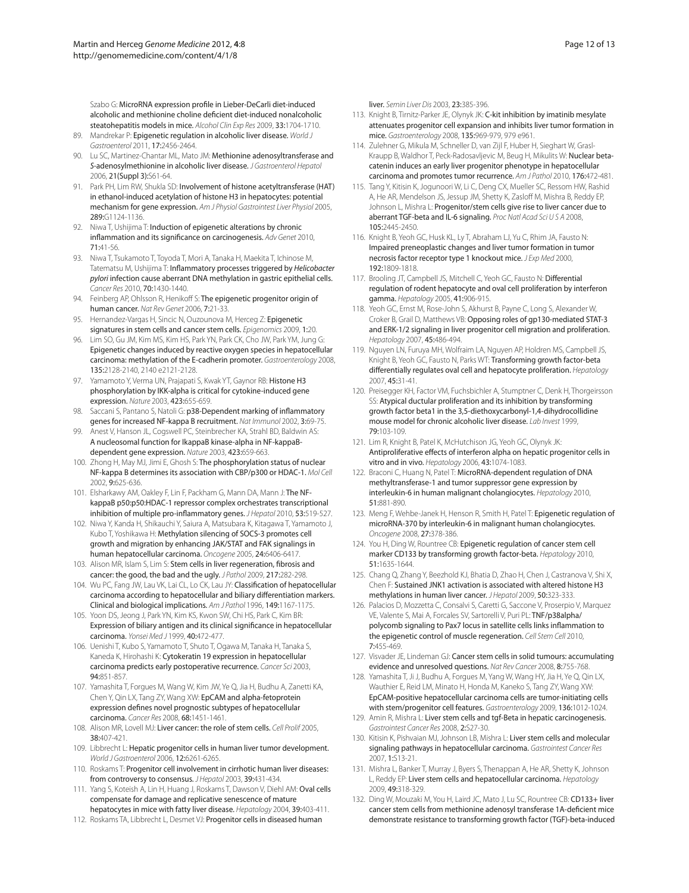Szabo G: **MicroRNA expression profile in Lieber-DeCarli diet-induced alcoholic and methionine choline deficient diet-induced nonalcoholic steatohepatitis models in mice.** *Alcohol Clin Exp Res* 2009, **33:**1704-1710.

89. Mandrekar P: **Epigenetic regulation in alcoholic liver disease.** *World J Gastroenterol* 2011, **17:**2456-2464.
90. Lu SC, Martinez-Chantar ML, Mato JM: **Methionine adenosyltransferase and *S*-adenosylmethionine in alcoholic liver disease.** *J Gastroenterol Hepatol* 2006, **21(Suppl 3):**S61-64.
91. Park PH, Lim RW, Shukla SD: **Involvement of histone acetyltransferase (HAT) in ethanol-induced acetylation of histone H3 in hepatocytes: potential mechanism for gene expression.** *Am J Physiol Gastrointest Liver Physiol* 2005, **289:**G1124-1136.
92. Niwa T, Ushijima T: **Induction of epigenetic alterations by chronic inflammation and its significance on carcinogenesis.** *Adv Genet* 2010, **71:**41-56.
93. Niwa T, Tsukamoto T, Toyoda T, Mori A, Tanaka H, Maekita T, Ichinose M, Tatematsu M, Ushijima T: **Inflammatory processes triggered by *Helicobacter pylori* infection cause aberrant DNA methylation in gastric epithelial cells.** *Cancer Res* 2010, **70:**1430-1440.
94. Feinberg AP, Ohlsson R, Henikoff S: **The epigenetic progenitor origin of human cancer.** *Nat Rev Genet* 2006, **7:**21-33.
95. Hernandez-Vargas H, Sincic N, Ouzounova M, Herceg Z: **Epigenetic signatures in stem cells and cancer stem cells.** *Epigenomics* 2009, **1:**20.
96. Lim SO, Gu JM, Kim MS, Kim HS, Park YN, Park CK, Cho JW, Park YM, Jung G: **Epigenetic changes induced by reactive oxygen species in hepatocellular carcinoma: methylation of the E-cadherin promoter.** *Gastroenterology* 2008, **135:**2128-2140, 2140 e2121-2128.
97. Yamamoto Y, Verma UN, Prajapati S, Kwak YT, Gaynor RB: **Histone H3 phosphorylation by IKK-alpha is critical for cytokine-induced gene expression.** *Nature* 2003, **423:**655-659.
98. Saccani S, Pantano S, Natoli G: **p38-Dependent marking of inflammatory genes for increased NF-kappa B recruitment.** *Nat Immunol* 2002, **3:**69-75.
99. Anest V, Hanson JL, Cogswell PC, Steinbrecher KA, Strahl BD, Baldwin AS: **A nucleosomal function for IkappaB kinase-alpha in NF-kappaB-dependent gene expression.** *Nature* 2003, **423:**659-663.
100. Zhong H, May MJ, Jimi E, Ghosh S: **The phosphorylation status of nuclear NF-kappa B determines its association with CBP/p300 or HDAC-1.** *Mol Cell* 2002, **9:**625-636.
101. Elsharkawy AM, Oakley F, Lin F, Packham G, Mann DA, Mann J: **The NF-kappaB p50:p50:HDAC-1 repressor complex orchestrates transcriptional inhibition of multiple pro-inflammatory genes.** *J Hepatol* 2010, **53:**519-527.
102. Niwa Y, Kanda H, Shikauchi Y, Saiura A, Matsubara K, Kitagawa T, Yamamoto J, Kubo T, Yoshikawa H: **Methylation silencing of SOCS-3 promotes cell growth and migration by enhancing JAK/STAT and FAK signalings in human hepatocellular carcinoma.** *Oncogene* 2005, **24:**6406-6417.
103. Alison MR, Islam S, Lim S: **Stem cells in liver regeneration, fibrosis and cancer: the good, the bad and the ugly.** *J Pathol* 2009, **217:**282-298.
104. Wu PC, Fang JW, Lau VK, Lai CL, Lo CK, Lau JY: **Classification of hepatocellular carcinoma according to hepatocellular and biliary differentiation markers. Clinical and biological implications.** *Am J Pathol* 1996, **149:**1167-1175.
105. Yoon DS, Jeong J, Park YN, Kim KS, Kwon SW, Chi HS, Park C, Kim BR: **Expression of biliary antigen and its clinical significance in hepatocellular carcinoma.** *Yonsei Med J* 1999, **40:**472-477.
106. Uenishi T, Kubo S, Yamamoto T, Shuto T, Ogawa M, Tanaka H, Tanaka S, Kaneda K, Hirohashi K: **Cytokeratin 19 expression in hepatocellular carcinoma predicts early postoperative recurrence.** *Cancer Sci* 2003, **94:**851-857.
107. Yamashita T, Forgues M, Wang W, Kim JW, Ye Q, Jia H, Budhu A, Zanetti KA, Chen Y, Qin LX, Tang ZY, Wang XW: **EpCAM and alpha-fetoprotein expression defines novel prognostic subtypes of hepatocellular carcinoma.** *Cancer Res* 2008, **68:**1451-1461.
108. Alison MR, Lovell MJ: **Liver cancer: the role of stem cells.** *Cell Prolif* 2005, **38:**407-421.
109. Libbrecht L: **Hepatic progenitor cells in human liver tumor development.** *World J Gastroenterol* 2006, **12:**6261-6265.
110. Roskams T: **Progenitor cell involvement in cirrhotic human liver diseases: from controversy to consensus.** *J Hepatol* 2003, **39:**431-434.
111. Yang S, Koteish A, Lin H, Huang J, Roskams T, Dawson V, Diehl AM: **Oval cells compensate for damage and replicative senescence of mature hepatocytes in mice with fatty liver disease.** *Hepatology* 2004, **39:**403-411.
112. Roskams TA, Libbrecht L, Desmet VJ: **Progenitor cells in diseased human liver.** *Semin Liver Dis* 2003, **23:**385-396.
113. Knight B, Tirnitz-Parker JE, Olynyk JK: **C-kit inhibition by imatinib mesylate attenuates progenitor cell expansion and inhibits liver tumor formation in mice.** *Gastroenterology* 2008, **135:**969-979, 979 e961.
114. Zulehner G, Mikula M, Schneller D, van Zijl F, Huber H, Sieghart W, Grasl-Kraupp B, Waldhor T, Peck-Radosavljevic M, Beug H, Mikulits W: **Nuclear beta-catenin induces an early liver progenitor phenotype in hepatocellular carcinoma and promotes tumor recurrence.** *Am J Pathol* 2010, **176:**472-481.
115. Tang Y, Kitisin K, Jogunoori W, Li C, Deng CX, Mueller SC, Ressom HW, Rashid A, He AR, Mendelson JS, Jessup JM, Shetty K, Zasloff M, Mishra B, Reddy EP, Johnson L, Mishra L: **Progenitor/stem cells give rise to liver cancer due to aberrant TGF-beta and IL-6 signaling.** *Proc Natl Acad Sci U S A* 2008, **105:**2445-2450.
116. Knight B, Yeoh GC, Husk KL, Ly T, Abraham LJ, Yu C, Rhim JA, Fausto N: **Impaired preneoplastic changes and liver tumor formation in tumor necrosis factor receptor type 1 knockout mice.** *J Exp Med* 2000, **192:**1809-1818.
117. Brooling JT, Campbell JS, Mitchell C, Yeoh GC, Fausto N: **Differential regulation of rodent hepatocyte and oval cell proliferation by interferon gamma.** *Hepatology* 2005, **41:**906-915.
118. Yeoh GC, Ernst M, Rose-John S, Akhurst B, Payne C, Long S, Alexander W, Croker B, Grail D, Matthews VB: **Opposing roles of gp130-mediated STAT-3 and ERK-1/2 signaling in liver progenitor cell migration and proliferation.** *Hepatology* 2007, **45:**486-494.
119. Nguyen LN, Furuya MH, Wolfraim LA, Nguyen AP, Holdren MS, Campbell JS, Knight B, Yeoh GC, Fausto N, Parks WT: **Transforming growth factor-beta differentially regulates oval cell and hepatocyte proliferation.** *Hepatology* 2007, **45:**31-41.
120. Preisegger KH, Factor VM, Fuchsbichler A, Stumptner C, Denk H, Thorgeirsson SS: **Atypical ductular proliferation and its inhibition by transforming growth factor beta1 in the 3,5-diethoxycarbonyl-1,4-dihydrocollidine mouse model for chronic alcoholic liver disease.** *Lab Invest* 1999, **79:**103-109.
121. Lim R, Knight B, Patel K, McHutchison JG, Yeoh GC, Olynyk JK: **Antiproliferative effects of interferon alpha on hepatic progenitor cells in vitro and in vivo.** *Hepatology* 2006, **43:**1074-1083.
122. Braconi C, Huang N, Patel T: **MicroRNA-dependent regulation of DNA methyltransferase-1 and tumor suppressor gene expression by interleukin-6 in human malignant cholangiocytes.** *Hepatology* 2010, **51:**881-890.
123. Meng F, Wehbe-Janek H, Henson R, Smith H, Patel T: **Epigenetic regulation of microRNA-370 by interleukin-6 in malignant human cholangiocytes.** *Oncogene* 2008, **27:**378-386.
124. You H, Ding W, Rountree CB: **Epigenetic regulation of cancer stem cell marker CD133 by transforming growth factor-beta.** *Hepatology* 2010, **51:**1635-1644.
125. Chang Q, Zhang Y, Beezhold KJ, Bhatia D, Zhao H, Chen J, Castranova V, Shi X, Chen F: **Sustained JNK1 activation is associated with altered histone H3 methylations in human liver cancer.** *J Hepatol* 2009, **50:**323-333.
126. Palacios D, Mozzetta C, Consalvi S, Caretti G, Saccone V, Proserpio V, Marquez VE, Valente S, Mai A, Forcales SV, Sartorelli V, Puri PL: **TNF/p38alpha/polycomb signaling to Pax7 locus in satellite cells links inflammation to the epigenetic control of muscle regeneration.** *Cell Stem Cell* 2010, **7:**455-469.
127. Visvader JE, Lindeman GJ: **Cancer stem cells in solid tumours: accumulating evidence and unresolved questions.** *Nat Rev Cancer* 2008, **8:**755-768.
128. Yamashita T, Ji J, Budhu A, Forgues M, Yang W, Wang HY, Jia H, Ye Q, Qin LX, Wauthier E, Reid LM, Minato H, Honda M, Kaneko S, Tang ZY, Wang XW: **EpCAM-positive hepatocellular carcinoma cells are tumor-initiating cells with stem/progenitor cell features.** *Gastroenterology* 2009, **136:**1012-1024.
129. Amin R, Mishra L: **Liver stem cells and tgf-Beta in hepatic carcinogenesis.** *Gastrointest Cancer Res* 2008, **2:**S27-30.
130. Kitisin K, Pishvaian MJ, Johnson LB, Mishra L: **Liver stem cells and molecular signaling pathways in hepatocellular carcinoma.** *Gastrointest Cancer Res* 2007, **1:**S13-21.
131. Mishra L, Banker T, Murray J, Byers S, Thenappan A, He AR, Shetty K, Johnson L, Reddy EP: **Liver stem cells and hepatocellular carcinoma.** *Hepatology* 2009, **49:**318-329.
132. Ding W, Mouzaki M, You H, Laird JC, Mato J, Lu SC, Rountree CB: **CD133+ liver cancer stem cells from methionine adenosyl transferase 1A-deficient mice demonstrate resistance to transforming growth factor (TGF)-beta-induced**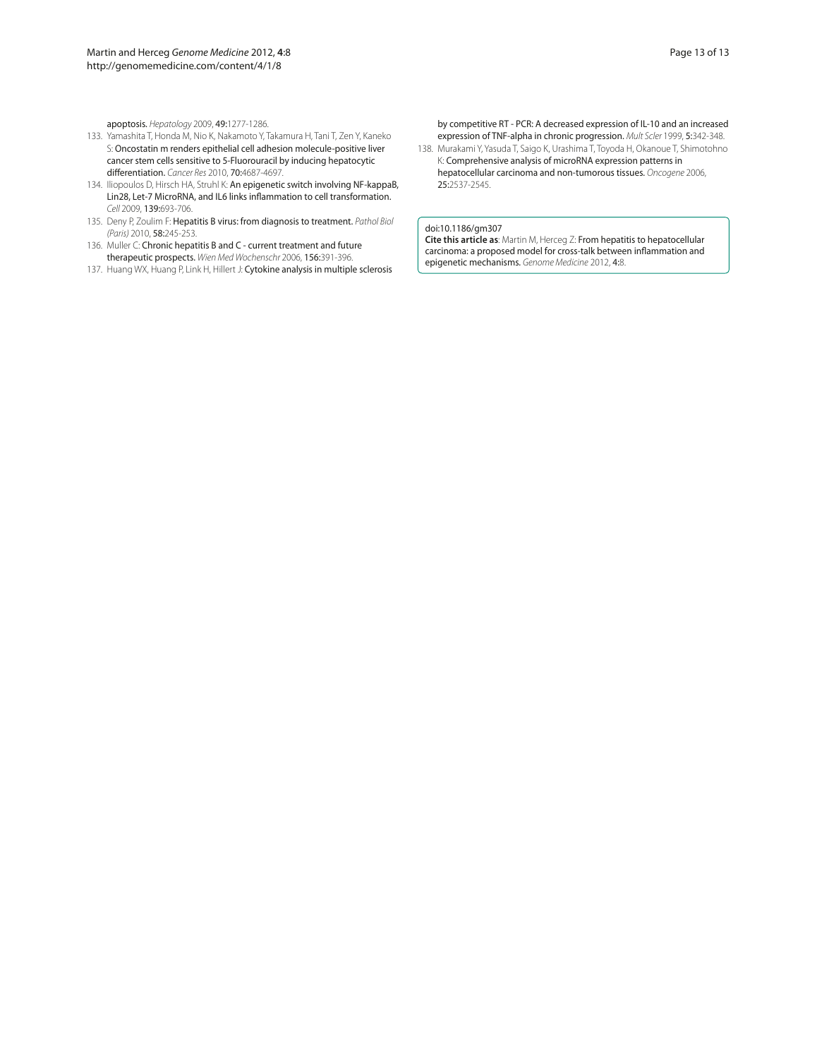apoptosis. *Hepatology* 2009, **49:**1277-1286.

133. Yamashita T, Honda M, Nio K, Nakamoto Y, Takamura H, Tani T, Zen Y, Kaneko S: **Oncostatin m renders epithelial cell adhesion molecule-positive liver cancer stem cells sensitive to 5-Fluorouracil by inducing hepatocytic differentiation.** *Cancer Res* 2010, **70:**4687-4697.
134. Iliopoulos D, Hirsch HA, Struhl K: **An epigenetic switch involving NF-kappaB, Lin28, Let-7 MicroRNA, and IL6 links inflammation to cell transformation.** *Cell* 2009, **139:**693-706.
135. Deny P, Zoulim F: **Hepatitis B virus: from diagnosis to treatment.** *Pathol Biol (Paris)* 2010, **58:**245-253.
136. Muller C: **Chronic hepatitis B and C - current treatment and future therapeutic prospects.** *Wien Med Wochenschr* 2006, **156:**391-396.
137. Huang WX, Huang P, Link H, Hillert J: **Cytokine analysis in multiple sclerosis by competitive RT - PCR: A decreased expression of IL-10 and an increased expression of TNF-alpha in chronic progression.** *Mult Scler* 1999, **5:**342-348.
138. Murakami Y, Yasuda T, Saigo K, Urashima T, Toyoda H, Okanoue T, Shimotohno K: **Comprehensive analysis of microRNA expression patterns in hepatocellular carcinoma and non-tumorous tissues.** *Oncogene* 2006, **25:**2537-2545.

doi:10.1186/gm307

**Cite this article as**: Martin M, Herceg Z: **From hepatitis to hepatocellular carcinoma: a proposed model for cross-talk between inflammation and epigenetic mechanisms.** *Genome Medicine* 2012, **4:**8.